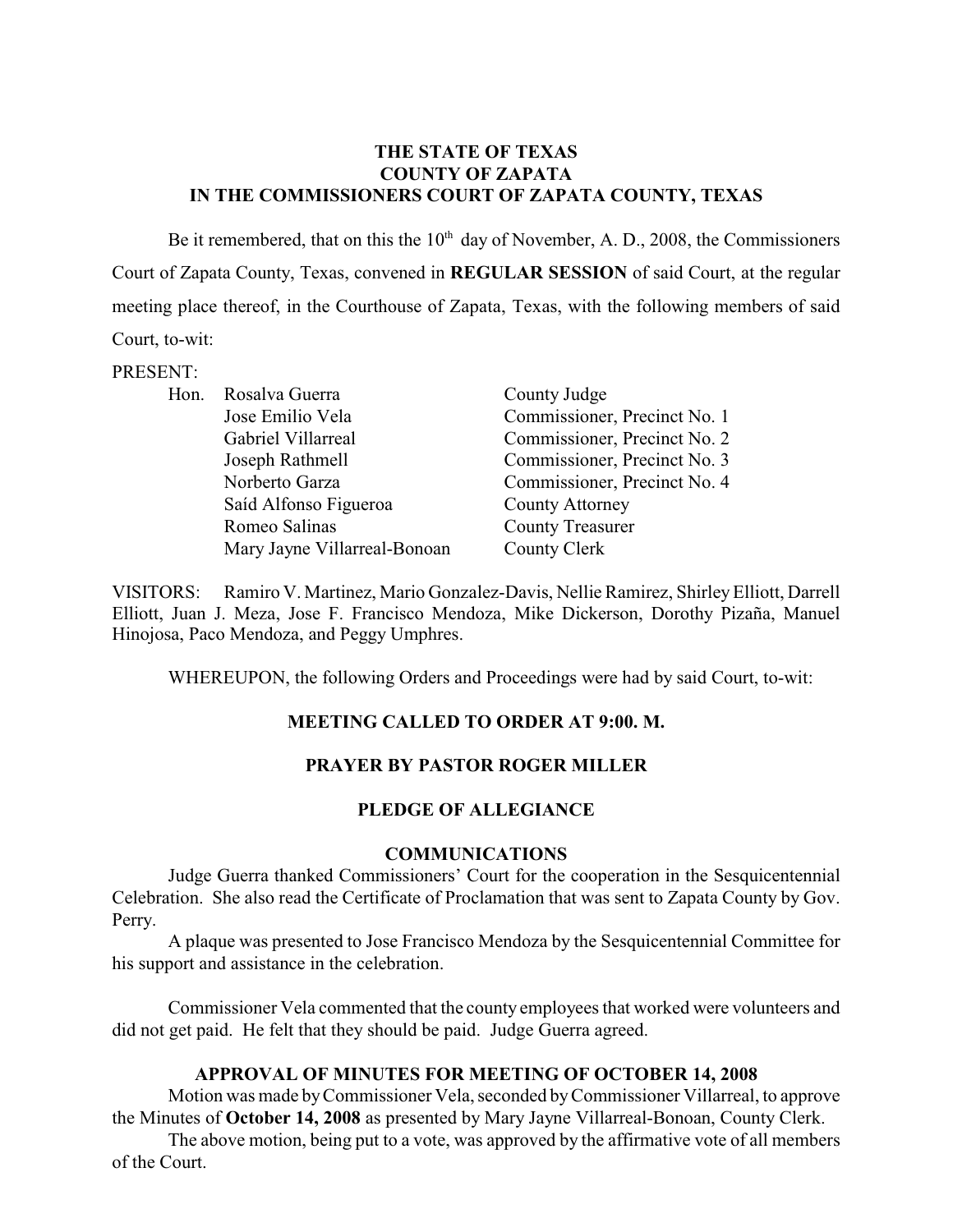**THE STATE OF TEXAS**
**COUNTY OF ZAPATA**
**IN THE COMMISSIONERS COURT OF ZAPATA COUNTY, TEXAS**

Be it remembered, that on this the 10th day of November, A. D., 2008, the Commissioners Court of Zapata County, Texas, convened in **REGULAR SESSION** of said Court, at the regular meeting place thereof, in the Courthouse of Zapata, Texas, with the following members of said Court, to-wit:

PRESENT:

| | | |
|---|---|---|
| Hon. | Rosalva Guerra | County Judge |
| | Jose Emilio Vela | Commissioner, Precinct No. 1 |
| | Gabriel Villarreal | Commissioner, Precinct No. 2 |
| | Joseph Rathmell | Commissioner, Precinct No. 3 |
| | Norberto Garza | Commissioner, Precinct No. 4 |
| | Saíd Alfonso Figueroa | County Attorney |
| | Romeo Salinas | County Treasurer |
| | Mary Jayne Villarreal-Bonoan | County Clerk |

VISITORS: Ramiro V. Martinez, Mario Gonzalez-Davis, Nellie Ramirez, Shirley Elliott, Darrell Elliott, Juan J. Meza, Jose F. Francisco Mendoza, Mike Dickerson, Dorothy Pizaña, Manuel Hinojosa, Paco Mendoza, and Peggy Umphres.

WHEREUPON, the following Orders and Proceedings were had by said Court, to-wit:

**MEETING CALLED TO ORDER AT 9:00. M.**

**PRAYER BY PASTOR ROGER MILLER**

**PLEDGE OF ALLEGIANCE**

**COMMUNICATIONS**

Judge Guerra thanked Commissioners' Court for the cooperation in the Sesquicentennial Celebration. She also read the Certificate of Proclamation that was sent to Zapata County by Gov. Perry.

A plaque was presented to Jose Francisco Mendoza by the Sesquicentennial Committee for his support and assistance in the celebration.

Commissioner Vela commented that the county employees that worked were volunteers and did not get paid. He felt that they should be paid. Judge Guerra agreed.

**APPROVAL OF MINUTES FOR MEETING OF OCTOBER 14, 2008**

Motion was made by Commissioner Vela, seconded by Commissioner Villarreal, to approve the Minutes of **October 14, 2008** as presented by Mary Jayne Villarreal-Bonoan, County Clerk.

The above motion, being put to a vote, was approved by the affirmative vote of all members of the Court.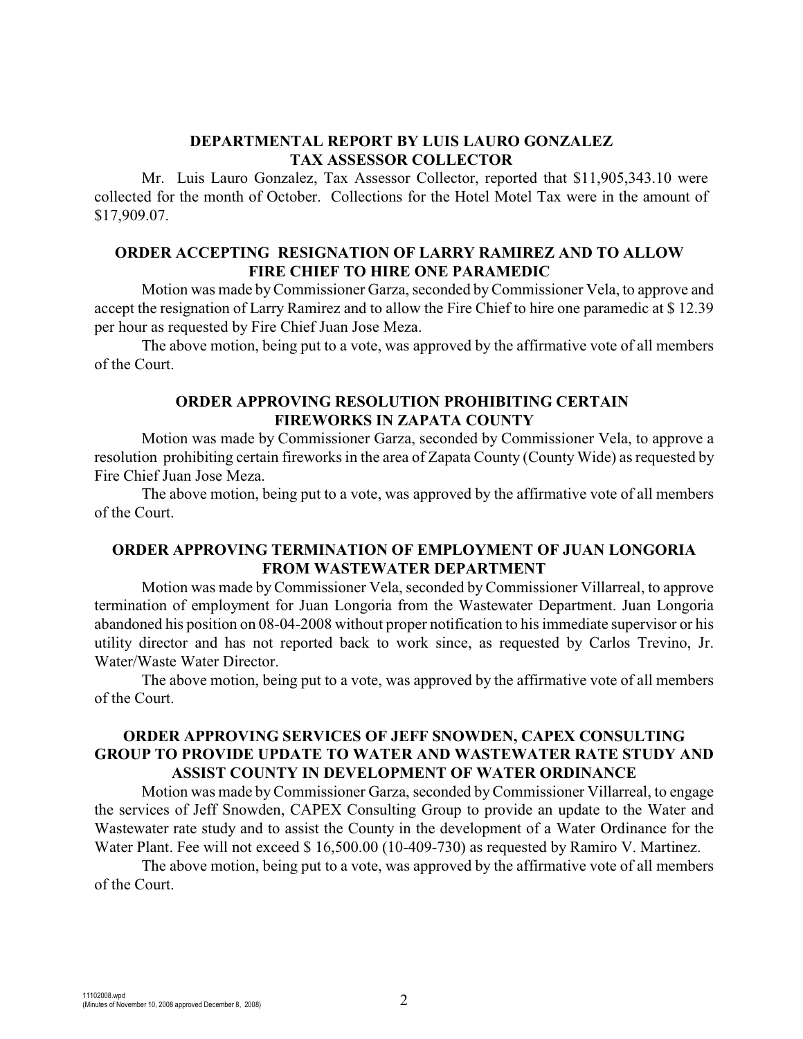## DEPARTMENTAL REPORT BY LUIS LAURO GONZALEZ TAX ASSESSOR COLLECTOR

Mr. Luis Lauro Gonzalez, Tax Assessor Collector, reported that $11,905,343.10 were collected for the month of October. Collections for the Hotel Motel Tax were in the amount of $17,909.07.

## ORDER ACCEPTING RESIGNATION OF LARRY RAMIREZ AND TO ALLOW FIRE CHIEF TO HIRE ONE PARAMEDIC

Motion was made by Commissioner Garza, seconded by Commissioner Vela, to approve and accept the resignation of Larry Ramirez and to allow the Fire Chief to hire one paramedic at $ 12.39 per hour as requested by Fire Chief Juan Jose Meza.

The above motion, being put to a vote, was approved by the affirmative vote of all members of the Court.

## ORDER APPROVING RESOLUTION PROHIBITING CERTAIN FIREWORKS IN ZAPATA COUNTY

Motion was made by Commissioner Garza, seconded by Commissioner Vela, to approve a resolution prohibiting certain fireworks in the area of Zapata County (County Wide) as requested by Fire Chief Juan Jose Meza.

The above motion, being put to a vote, was approved by the affirmative vote of all members of the Court.

## ORDER APPROVING TERMINATION OF EMPLOYMENT OF JUAN LONGORIA FROM WASTEWATER DEPARTMENT

Motion was made by Commissioner Vela, seconded by Commissioner Villarreal, to approve termination of employment for Juan Longoria from the Wastewater Department. Juan Longoria abandoned his position on 08-04-2008 without proper notification to his immediate supervisor or his utility director and has not reported back to work since, as requested by Carlos Trevino, Jr. Water/Waste Water Director.

The above motion, being put to a vote, was approved by the affirmative vote of all members of the Court.

## ORDER APPROVING SERVICES OF JEFF SNOWDEN, CAPEX CONSULTING GROUP TO PROVIDE UPDATE TO WATER AND WASTEWATER RATE STUDY AND ASSIST COUNTY IN DEVELOPMENT OF WATER ORDINANCE

Motion was made by Commissioner Garza, seconded by Commissioner Villarreal, to engage the services of Jeff Snowden, CAPEX Consulting Group to provide an update to the Water and Wastewater rate study and to assist the County in the development of a Water Ordinance for the Water Plant. Fee will not exceed $ 16,500.00 (10-409-730) as requested by Ramiro V. Martinez.

The above motion, being put to a vote, was approved by the affirmative vote of all members of the Court.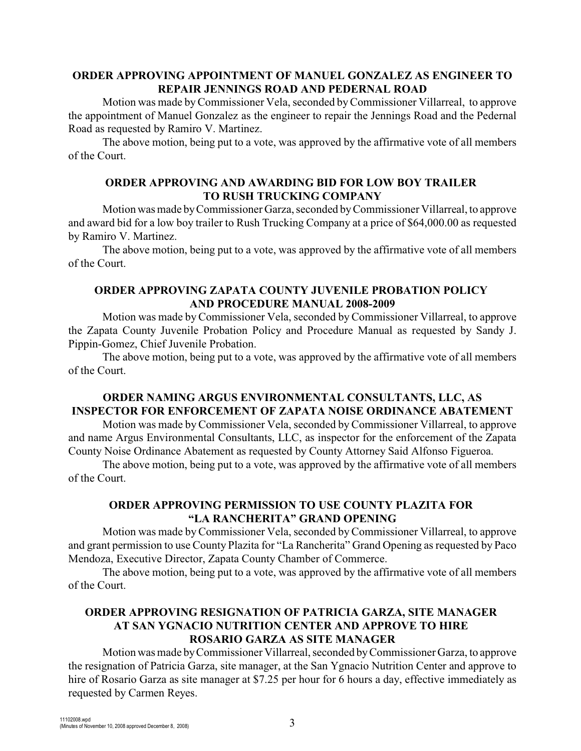### ORDER APPROVING APPOINTMENT OF MANUEL GONZALEZ AS ENGINEER TO REPAIR JENNINGS ROAD AND PEDERNAL ROAD

Motion was made by Commissioner Vela, seconded by Commissioner Villarreal, to approve the appointment of Manuel Gonzalez as the engineer to repair the Jennings Road and the Pedernal Road as requested by Ramiro V. Martinez.

The above motion, being put to a vote, was approved by the affirmative vote of all members of the Court.

### ORDER APPROVING AND AWARDING BID FOR LOW BOY TRAILER TO RUSH TRUCKING COMPANY

Motion was made by Commissioner Garza, seconded by Commissioner Villarreal, to approve and award bid for a low boy trailer to Rush Trucking Company at a price of $64,000.00 as requested by Ramiro V. Martinez.

The above motion, being put to a vote, was approved by the affirmative vote of all members of the Court.

### ORDER APPROVING ZAPATA COUNTY JUVENILE PROBATION POLICY AND PROCEDURE MANUAL 2008-2009

Motion was made by Commissioner Vela, seconded by Commissioner Villarreal, to approve the Zapata County Juvenile Probation Policy and Procedure Manual as requested by Sandy J. Pippin-Gomez, Chief Juvenile Probation.

The above motion, being put to a vote, was approved by the affirmative vote of all members of the Court.

### ORDER NAMING ARGUS ENVIRONMENTAL CONSULTANTS, LLC, AS INSPECTOR FOR ENFORCEMENT OF ZAPATA NOISE ORDINANCE ABATEMENT

Motion was made by Commissioner Vela, seconded by Commissioner Villarreal, to approve and name Argus Environmental Consultants, LLC, as inspector for the enforcement of the Zapata County Noise Ordinance Abatement as requested by County Attorney Said Alfonso Figueroa.

The above motion, being put to a vote, was approved by the affirmative vote of all members of the Court.

### ORDER APPROVING PERMISSION TO USE COUNTY PLAZITA FOR "LA RANCHERITA" GRAND OPENING

Motion was made by Commissioner Vela, seconded by Commissioner Villarreal, to approve and grant permission to use County Plazita for "La Rancherita" Grand Opening as requested by Paco Mendoza, Executive Director, Zapata County Chamber of Commerce.

The above motion, being put to a vote, was approved by the affirmative vote of all members of the Court.

### ORDER APPROVING RESIGNATION OF PATRICIA GARZA, SITE MANAGER AT SAN YGNACIO NUTRITION CENTER AND APPROVE TO HIRE ROSARIO GARZA AS SITE MANAGER

Motion was made by Commissioner Villarreal, seconded by Commissioner Garza, to approve the resignation of Patricia Garza, site manager, at the San Ygnacio Nutrition Center and approve to hire of Rosario Garza as site manager at $7.25 per hour for 6 hours a day, effective immediately as requested by Carmen Reyes.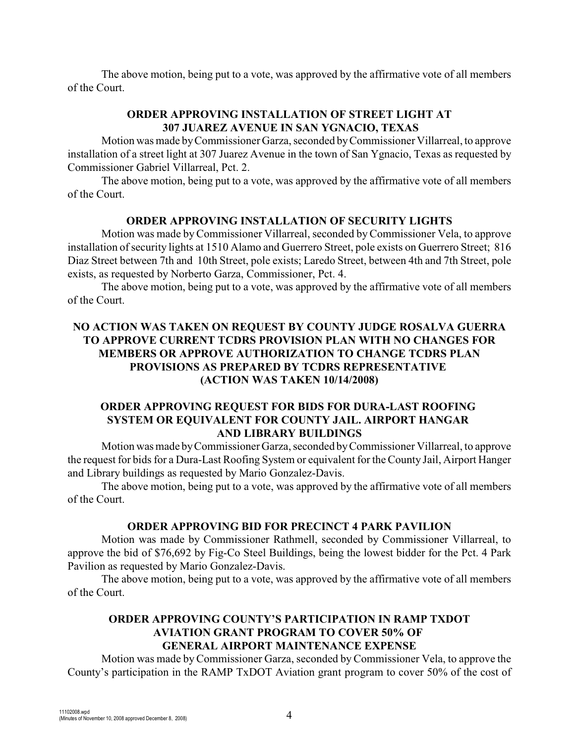The above motion, being put to a vote, was approved by the affirmative vote of all members of the Court.

**ORDER APPROVING INSTALLATION OF STREET LIGHT AT 307 JUAREZ AVENUE IN SAN YGNACIO, TEXAS**

Motion was made by Commissioner Garza, seconded by Commissioner Villarreal, to approve installation of a street light at 307 Juarez Avenue in the town of San Ygnacio, Texas as requested by Commissioner Gabriel Villarreal, Pct. 2.

The above motion, being put to a vote, was approved by the affirmative vote of all members of the Court.

**ORDER APPROVING INSTALLATION OF SECURITY LIGHTS**

Motion was made by Commissioner Villarreal, seconded by Commissioner Vela, to approve installation of security lights at 1510 Alamo and Guerrero Street, pole exists on Guerrero Street; 816 Diaz Street between 7th and 10th Street, pole exists; Laredo Street, between 4th and 7th Street, pole exists, as requested by Norberto Garza, Commissioner, Pct. 4.

The above motion, being put to a vote, was approved by the affirmative vote of all members of the Court.

**NO ACTION WAS TAKEN ON REQUEST BY COUNTY JUDGE ROSALVA GUERRA TO APPROVE CURRENT TCDRS PROVISION PLAN WITH NO CHANGES FOR MEMBERS OR APPROVE AUTHORIZATION TO CHANGE TCDRS PLAN PROVISIONS AS PREPARED BY TCDRS REPRESENTATIVE (ACTION WAS TAKEN 10/14/2008)**

**ORDER APPROVING REQUEST FOR BIDS FOR DURA-LAST ROOFING SYSTEM OR EQUIVALENT FOR COUNTY JAIL. AIRPORT HANGAR AND LIBRARY BUILDINGS**

Motion was made by Commissioner Garza, seconded by Commissioner Villarreal, to approve the request for bids for a Dura-Last Roofing System or equivalent for the County Jail, Airport Hanger and Library buildings as requested by Mario Gonzalez-Davis.

The above motion, being put to a vote, was approved by the affirmative vote of all members of the Court.

**ORDER APPROVING BID FOR PRECINCT 4 PARK PAVILION**

Motion was made by Commissioner Rathmell, seconded by Commissioner Villarreal, to approve the bid of $76,692 by Fig-Co Steel Buildings, being the lowest bidder for the Pct. 4 Park Pavilion as requested by Mario Gonzalez-Davis.

The above motion, being put to a vote, was approved by the affirmative vote of all members of the Court.

**ORDER APPROVING COUNTY'S PARTICIPATION IN RAMP TXDOT AVIATION GRANT PROGRAM TO COVER 50% OF GENERAL AIRPORT MAINTENANCE EXPENSE**

Motion was made by Commissioner Garza, seconded by Commissioner Vela, to approve the County's participation in the RAMP TxDOT Aviation grant program to cover 50% of the cost of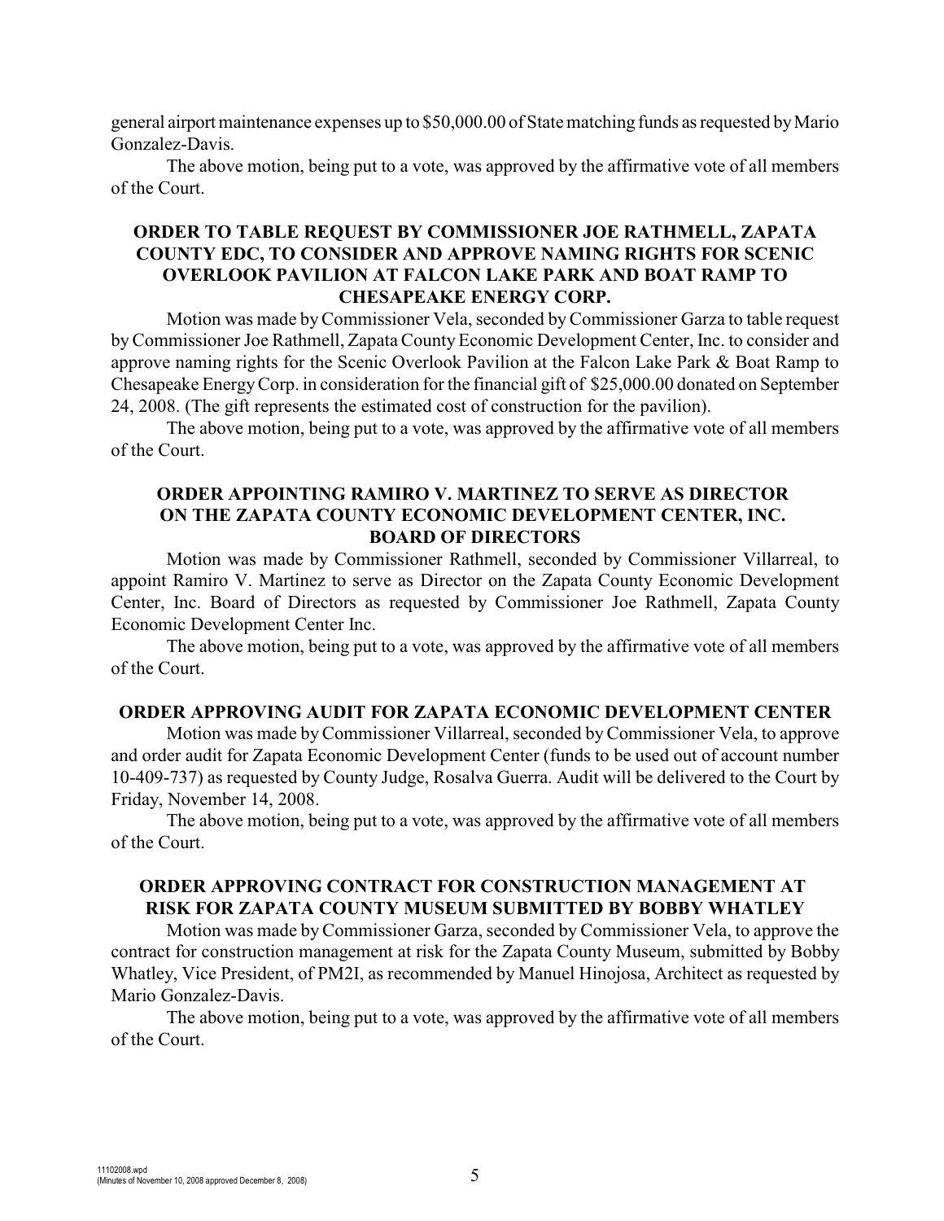general airport maintenance expenses up to $50,000.00 of State matching funds as requested by Mario Gonzalez-Davis.

The above motion, being put to a vote, was approved by the affirmative vote of all members of the Court.

**ORDER TO TABLE REQUEST BY COMMISSIONER JOE RATHMELL, ZAPATA COUNTY EDC, TO CONSIDER AND APPROVE NAMING RIGHTS FOR SCENIC OVERLOOK PAVILION AT FALCON LAKE PARK AND BOAT RAMP TO CHESAPEAKE ENERGY CORP.**

Motion was made by Commissioner Vela, seconded by Commissioner Garza to table request by Commissioner Joe Rathmell, Zapata County Economic Development Center, Inc. to consider and approve naming rights for the Scenic Overlook Pavilion at the Falcon Lake Park & Boat Ramp to Chesapeake Energy Corp. in consideration for the financial gift of $25,000.00 donated on September 24, 2008. (The gift represents the estimated cost of construction for the pavilion).

The above motion, being put to a vote, was approved by the affirmative vote of all members of the Court.

**ORDER APPOINTING RAMIRO V. MARTINEZ TO SERVE AS DIRECTOR ON THE ZAPATA COUNTY ECONOMIC DEVELOPMENT CENTER, INC. BOARD OF DIRECTORS**

Motion was made by Commissioner Rathmell, seconded by Commissioner Villarreal, to appoint Ramiro V. Martinez to serve as Director on the Zapata County Economic Development Center, Inc. Board of Directors as requested by Commissioner Joe Rathmell, Zapata County Economic Development Center Inc.

The above motion, being put to a vote, was approved by the affirmative vote of all members of the Court.

**ORDER APPROVING AUDIT FOR ZAPATA ECONOMIC DEVELOPMENT CENTER**

Motion was made by Commissioner Villarreal, seconded by Commissioner Vela, to approve and order audit for Zapata Economic Development Center (funds to be used out of account number 10-409-737) as requested by County Judge, Rosalva Guerra. Audit will be delivered to the Court by Friday, November 14, 2008.

The above motion, being put to a vote, was approved by the affirmative vote of all members of the Court.

**ORDER APPROVING CONTRACT FOR CONSTRUCTION MANAGEMENT AT RISK FOR ZAPATA COUNTY MUSEUM SUBMITTED BY BOBBY WHATLEY**

Motion was made by Commissioner Garza, seconded by Commissioner Vela, to approve the contract for construction management at risk for the Zapata County Museum, submitted by Bobby Whatley, Vice President, of PM2I, as recommended by Manuel Hinojosa, Architect as requested by Mario Gonzalez-Davis.

The above motion, being put to a vote, was approved by the affirmative vote of all members of the Court.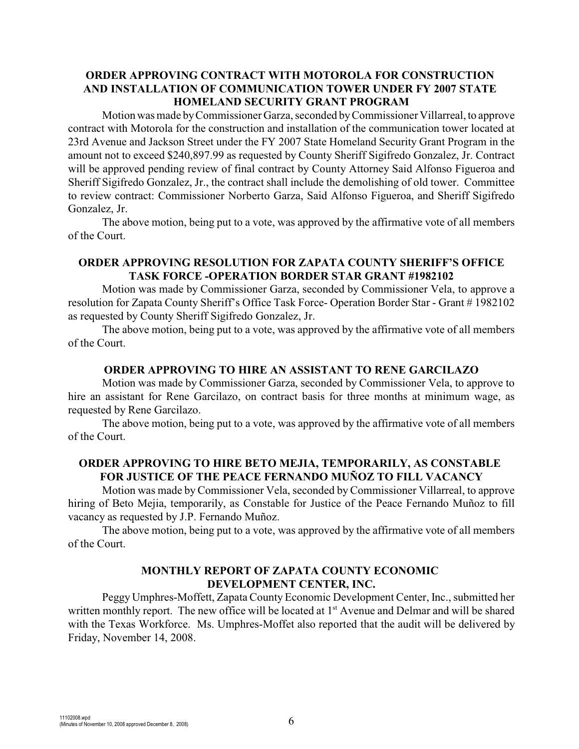**ORDER APPROVING CONTRACT WITH MOTOROLA FOR CONSTRUCTION AND INSTALLATION OF COMMUNICATION TOWER UNDER FY 2007 STATE HOMELAND SECURITY GRANT PROGRAM**

Motion was made by Commissioner Garza, seconded by Commissioner Villarreal, to approve contract with Motorola for the construction and installation of the communication tower located at 23rd Avenue and Jackson Street under the FY 2007 State Homeland Security Grant Program in the amount not to exceed $240,897.99 as requested by County Sheriff Sigifredo Gonzalez, Jr. Contract will be approved pending review of final contract by County Attorney Said Alfonso Figueroa and Sheriff Sigifredo Gonzalez, Jr., the contract shall include the demolishing of old tower. Committee to review contract: Commissioner Norberto Garza, Said Alfonso Figueroa, and Sheriff Sigifredo Gonzalez, Jr.

The above motion, being put to a vote, was approved by the affirmative vote of all members of the Court.

**ORDER APPROVING RESOLUTION FOR ZAPATA COUNTY SHERIFF'S OFFICE TASK FORCE -OPERATION BORDER STAR GRANT #1982102**

Motion was made by Commissioner Garza, seconded by Commissioner Vela, to approve a resolution for Zapata County Sheriff's Office Task Force- Operation Border Star - Grant # 1982102 as requested by County Sheriff Sigifredo Gonzalez, Jr.

The above motion, being put to a vote, was approved by the affirmative vote of all members of the Court.

**ORDER APPROVING TO HIRE AN ASSISTANT TO RENE GARCILAZO**

Motion was made by Commissioner Garza, seconded by Commissioner Vela, to approve to hire an assistant for Rene Garcilazo, on contract basis for three months at minimum wage, as requested by Rene Garcilazo.

The above motion, being put to a vote, was approved by the affirmative vote of all members of the Court.

**ORDER APPROVING TO HIRE BETO MEJIA, TEMPORARILY, AS CONSTABLE FOR JUSTICE OF THE PEACE FERNANDO MUÑOZ TO FILL VACANCY**

Motion was made by Commissioner Vela, seconded by Commissioner Villarreal, to approve hiring of Beto Mejia, temporarily, as Constable for Justice of the Peace Fernando Muñoz to fill vacancy as requested by J.P. Fernando Muñoz.

The above motion, being put to a vote, was approved by the affirmative vote of all members of the Court.

**MONTHLY REPORT OF ZAPATA COUNTY ECONOMIC DEVELOPMENT CENTER, INC.**

Peggy Umphres-Moffett, Zapata County Economic Development Center, Inc., submitted her written monthly report. The new office will be located at 1st Avenue and Delmar and will be shared with the Texas Workforce. Ms. Umphres-Moffet also reported that the audit will be delivered by Friday, November 14, 2008.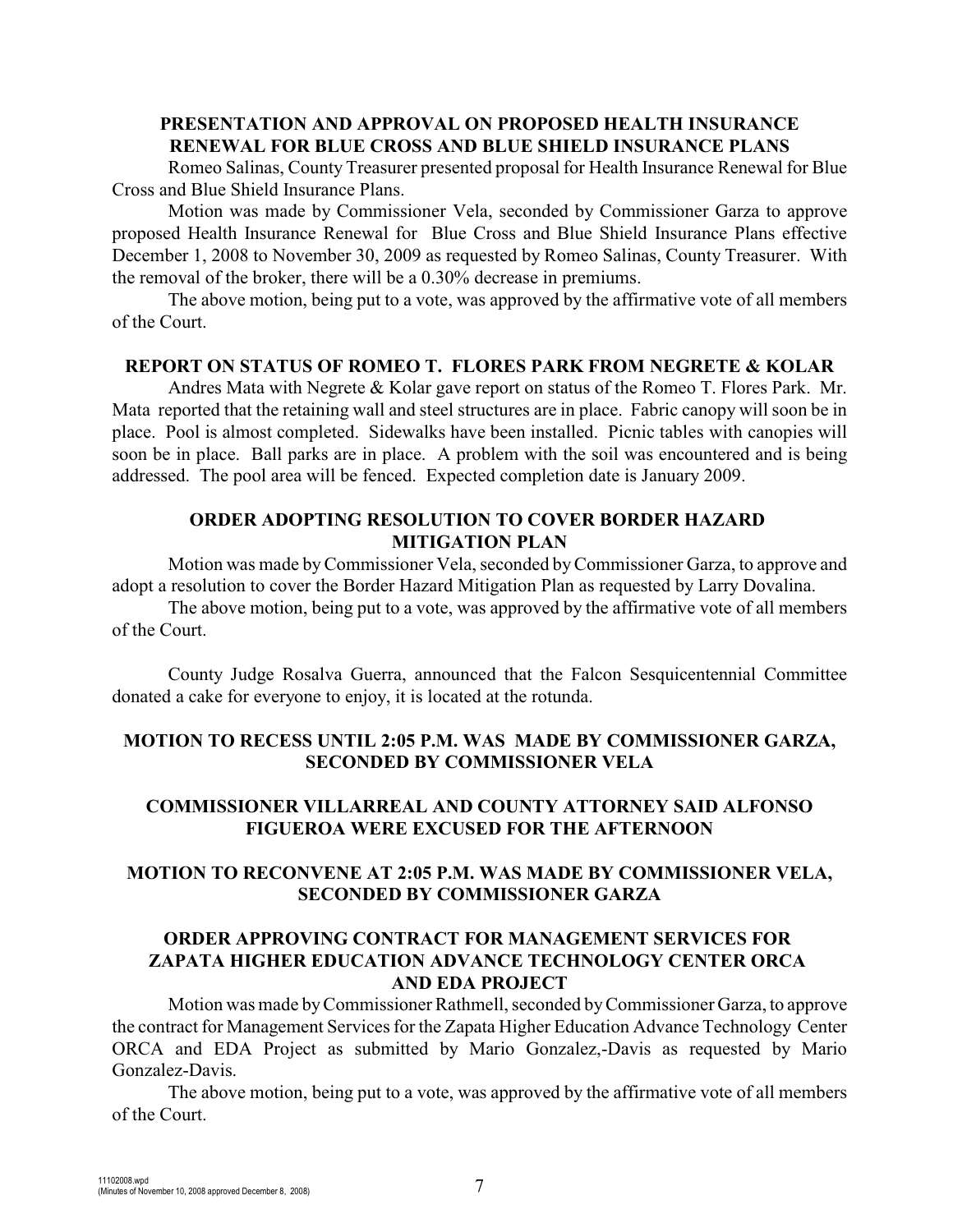## PRESENTATION AND APPROVAL ON PROPOSED HEALTH INSURANCE RENEWAL FOR BLUE CROSS AND BLUE SHIELD INSURANCE PLANS

Romeo Salinas, County Treasurer presented proposal for Health Insurance Renewal for Blue Cross and Blue Shield Insurance Plans.

Motion was made by Commissioner Vela, seconded by Commissioner Garza to approve proposed Health Insurance Renewal for Blue Cross and Blue Shield Insurance Plans effective December 1, 2008 to November 30, 2009 as requested by Romeo Salinas, County Treasurer. With the removal of the broker, there will be a 0.30% decrease in premiums.

The above motion, being put to a vote, was approved by the affirmative vote of all members of the Court.

## REPORT ON STATUS OF ROMEO T. FLORES PARK FROM NEGRETE & KOLAR

Andres Mata with Negrete & Kolar gave report on status of the Romeo T. Flores Park. Mr. Mata reported that the retaining wall and steel structures are in place. Fabric canopy will soon be in place. Pool is almost completed. Sidewalks have been installed. Picnic tables with canopies will soon be in place. Ball parks are in place. A problem with the soil was encountered and is being addressed. The pool area will be fenced. Expected completion date is January 2009.

## ORDER ADOPTING RESOLUTION TO COVER BORDER HAZARD MITIGATION PLAN

Motion was made by Commissioner Vela, seconded by Commissioner Garza, to approve and adopt a resolution to cover the Border Hazard Mitigation Plan as requested by Larry Dovalina.

The above motion, being put to a vote, was approved by the affirmative vote of all members of the Court.

County Judge Rosalva Guerra, announced that the Falcon Sesquicentennial Committee donated a cake for everyone to enjoy, it is located at the rotunda.

## MOTION TO RECESS UNTIL 2:05 P.M. WAS MADE BY COMMISSIONER GARZA, SECONDED BY COMMISSIONER VELA

## COMMISSIONER VILLARREAL AND COUNTY ATTORNEY SAID ALFONSO FIGUEROA WERE EXCUSED FOR THE AFTERNOON

## MOTION TO RECONVENE AT 2:05 P.M. WAS MADE BY COMMISSIONER VELA, SECONDED BY COMMISSIONER GARZA

## ORDER APPROVING CONTRACT FOR MANAGEMENT SERVICES FOR ZAPATA HIGHER EDUCATION ADVANCE TECHNOLOGY CENTER ORCA AND EDA PROJECT

Motion was made by Commissioner Rathmell, seconded by Commissioner Garza, to approve the contract for Management Services for the Zapata Higher Education Advance Technology Center ORCA and EDA Project as submitted by Mario Gonzalez,-Davis as requested by Mario Gonzalez-Davis.

The above motion, being put to a vote, was approved by the affirmative vote of all members of the Court.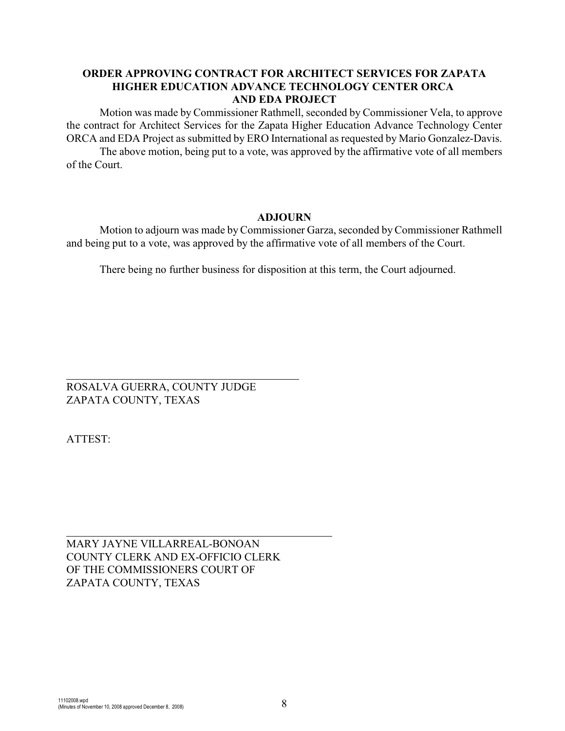**ORDER APPROVING CONTRACT FOR ARCHITECT SERVICES FOR ZAPATA HIGHER EDUCATION ADVANCE TECHNOLOGY CENTER ORCA AND EDA PROJECT**

Motion was made by Commissioner Rathmell, seconded by Commissioner Vela, to approve the contract for Architect Services for the Zapata Higher Education Advance Technology Center ORCA and EDA Project as submitted by ERO International as requested by Mario Gonzalez-Davis.

The above motion, being put to a vote, was approved by the affirmative vote of all members of the Court.

**ADJOURN**

Motion to adjourn was made by Commissioner Garza, seconded by Commissioner Rathmell and being put to a vote, was approved by the affirmative vote of all members of the Court.

There being no further business for disposition at this term, the Court adjourned.

______________________________

ROSALVA GUERRA, COUNTY JUDGE
ZAPATA COUNTY, TEXAS

ATTEST:

______________________________

MARY JAYNE VILLARREAL-BONOAN
COUNTY CLERK AND EX-OFFICIO CLERK
OF THE COMMISSIONERS COURT OF
ZAPATA COUNTY, TEXAS

11102008.wpd
(Minutes of November 10, 2008 approved December 8, 2008)